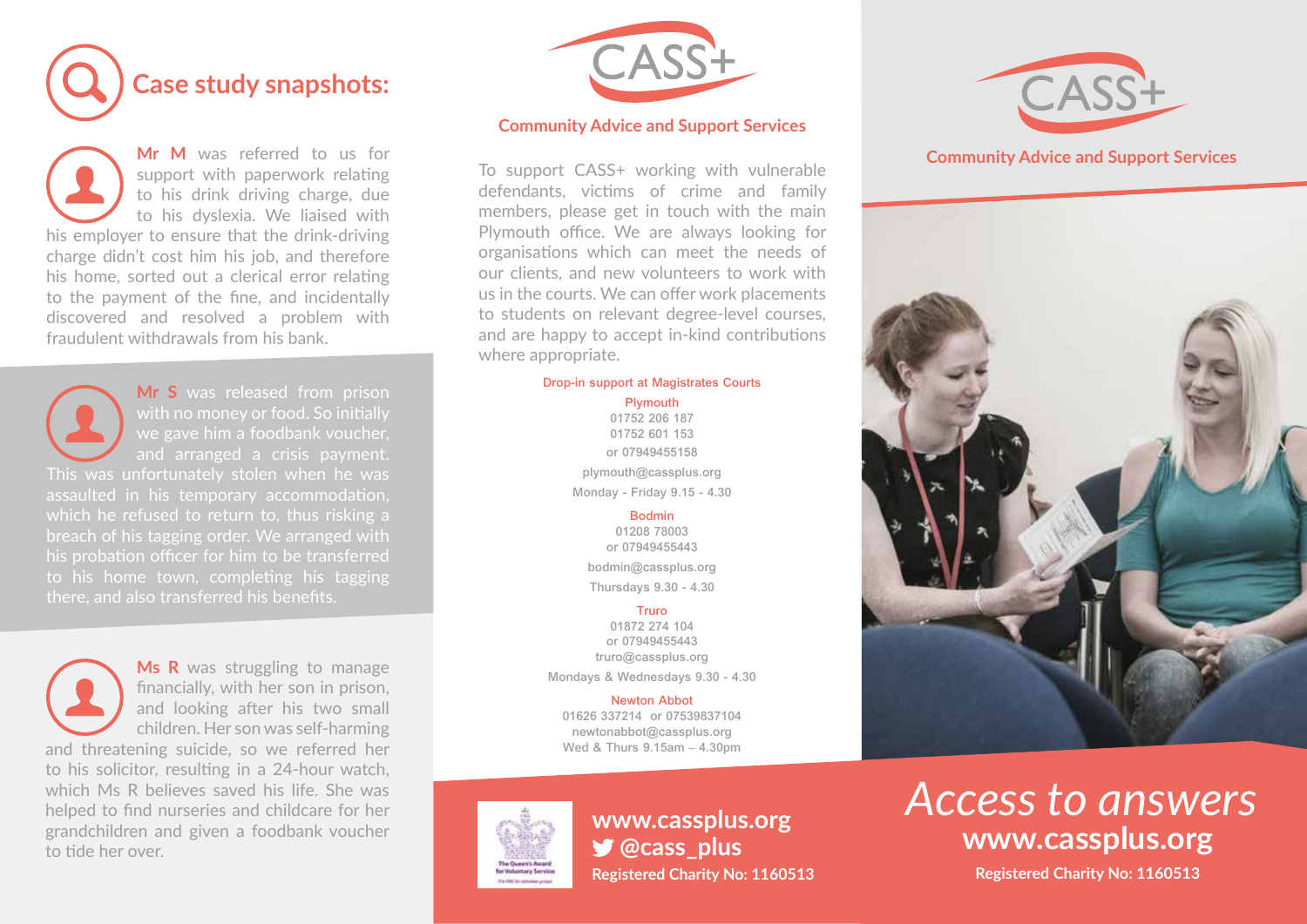## Case study snapshots:

**Mr M** was referred to us for support with paperwork relating to his drink driving charge, due to his dyslexia. We liaised with his employer to ensure that the drink-driving charge didn't cost him his job, and therefore his home, sorted out a clerical error relating to the payment of the fine, and incidentally discovered and resolved a problem with fraudulent withdrawals from his bank.

**Mr S** was released from prison with no money or food. So initially we gave him a foodbank voucher, and arranged a crisis payment. This was unfortunately stolen when he was assaulted in his temporary accommodation, which he refused to return to, thus risking a breach of his tagging order. We arranged with his probation officer for him to be transferred to his home town, completing his tagging there, and also transferred his benefits.

**Ms R** was struggling to manage financially, with her son in prison, and looking after his two small children. Her son was self-harming and threatening suicide, so we referred her to his solicitor, resulting in a 24-hour watch, which Ms R believes saved his life. She was helped to find nurseries and childcare for her grandchildren and given a foodbank voucher to tide her over.

# CASS+

**Community Advice and Support Services**

To support CASS+ working with vulnerable defendants, victims of crime and family members, please get in touch with the main Plymouth office. We are always looking for organisations which can meet the needs of our clients, and new volunteers to work with us in the courts. We can offer work placements to students on relevant degree-level courses, and are happy to accept in-kind contributions where appropriate.

### Drop-in support at Magistrates Courts

**Plymouth**
01752 206 187
01752 601 153
or 07949455158
plymouth@cassplus.org
Monday - Friday 9.15 - 4.30

**Bodmin**
01208 78003
or 07949455443
bodmin@cassplus.org
Thursdays 9.30 - 4.30

**Truro**
01872 274 104
or 07949455443
truro@cassplus.org
Mondays & Wednesdays 9.30 - 4.30

**Newton Abbot**
01626 337214 or 07539837104
newtonabbot@cassplus.org
Wed & Thurs 9.15am – 4.30pm

The Queen's Award for Voluntary Service

**www.cassplus.org**
**@cass_plus**
**Registered Charity No: 1160513**

# CASS+

**Community Advice and Support Services**

*Access to answers*

**www.cassplus.org**

**Registered Charity No: 1160513**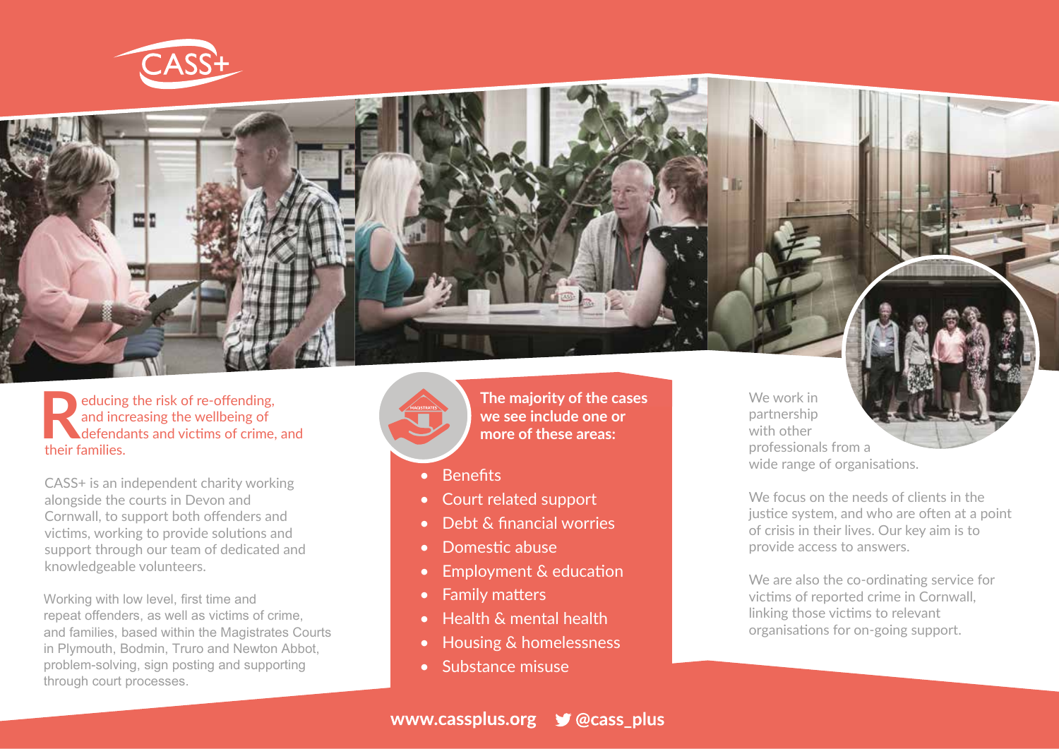CASS+

**Reducing the risk of re-offending, and increasing the wellbeing of defendants and victims of crime, and their families.**

CASS+ is an independent charity working alongside the courts in Devon and Cornwall, to support both offenders and victims, working to provide solutions and support through our team of dedicated and knowledgeable volunteers.

Working with low level, first time and repeat offenders, as well as victims of crime, and families, based within the Magistrates Courts in Plymouth, Bodmin, Truro and Newton Abbot, problem-solving, sign posting and supporting through court processes.

**The majority of the cases we see include one or more of these areas:**

- Benefits
- Court related support
- Debt & financial worries
- Domestic abuse
- Employment & education
- Family matters
- Health & mental health
- Housing & homelessness
- Substance misuse

We work in partnership with other professionals from a wide range of organisations.

We focus on the needs of clients in the justice system, and who are often at a point of crisis in their lives. Our key aim is to provide access to answers.

We are also the co-ordinating service for victims of reported crime in Cornwall, linking those victims to relevant organisations for on-going support.

**www.cassplus.org** **@cass_plus**